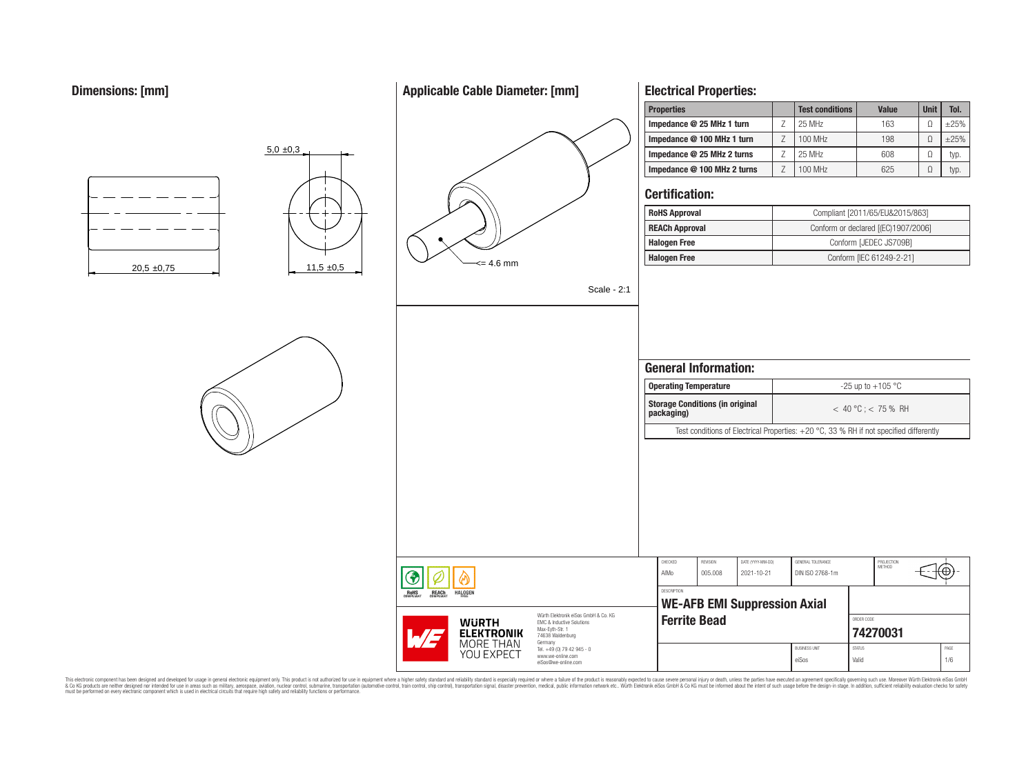## Dimensions: [mm]

5,0 ±0,3

20,5 ±0,75

11,5 ±0,5

## Applicable Cable Diameter: [mm]

<= 4.6 mm

Scale - 2:1

## Electrical Properties:

| Properties | | Test conditions | Value | Unit | Tol. |
|---|---|---|---|---|---|
| Impedance @ 25 MHz 1 turn | Z | 25 MHz | 163 | Ω | ±25% |
| Impedance @ 100 MHz 1 turn | Z | 100 MHz | 198 | Ω | ±25% |
| Impedance @ 25 MHz 2 turns | Z | 25 MHz | 608 | Ω | typ. |
| Impedance @ 100 MHz 2 turns | Z | 100 MHz | 625 | Ω | typ. |

## Certification:

| | |
|---|---|
| RoHS Approval | Compliant [2011/65/EU&2015/863] |
| REACh Approval | Conform or declared [(EC)1907/2006] |
| Halogen Free | Conform [JEDEC JS709B] |
| Halogen Free | Conform [IEC 61249-2-21] |

## General Information:

| | |
|---|---|
| Operating Temperature | -25 up to +105 °C |
| Storage Conditions (in original packaging) | < 40 °C ; < 75 % RH |

Test conditions of Electrical Properties: +20 °C, 33 % RH if not specified differently

| CHECKED | REVISION | DATE (YYYY-MM-DD) | GENERAL TOLERANCE | PROJECTION METHOD |
|---|---|---|---|---|
| AlMo | 005.008 | 2021-10-21 | DIN ISO 2768-1m | |

DESCRIPTION

**WE-AFB EMI Suppression Axial Ferrite Bead**

ORDER CODE: **74270031**

BUSINESS UNIT: eiSos | STATUS: Valid | PAGE: 1/6

Würth Elektronik eiSos GmbH & Co. KG
EMC & Inductive Solutions
Max-Eyth-Str. 1
74638 Waldenburg
Germany
Tel. +49 (0) 79 42 945 - 0
www.we-online.com
eiSos@we-online.com

WÜRTH ELEKTRONIK MORE THAN YOU EXPECT

RoHS COMPLIANT REACh COMPLIANT HALOGEN FREE

This electronic component has been designed and developed for usage in general electronic equipment only. This product is not authorized for use in equipment where a higher safety standard and reliability standard is especially required or where a failure of the product is reasonably expected to cause severe personal injury or death, unless the parties have executed an agreement specifically governing such use. Moreover Würth Elektronik eiSos GmbH & Co KG products are neither designed nor intended for use in areas such as military, aerospace, aviation, nuclear control, submarine, transportation (automotive control, train control, ship control), transportation signal, disaster prevention, medical, public information network etc.. Würth Elektronik eiSos GmbH & Co KG must be informed about the intent of such usage before the design-in stage. In addition, sufficient reliability evaluation checks for safety must be performed on every electronic component which is used in electrical circuits that require high safety and reliability functions or performance.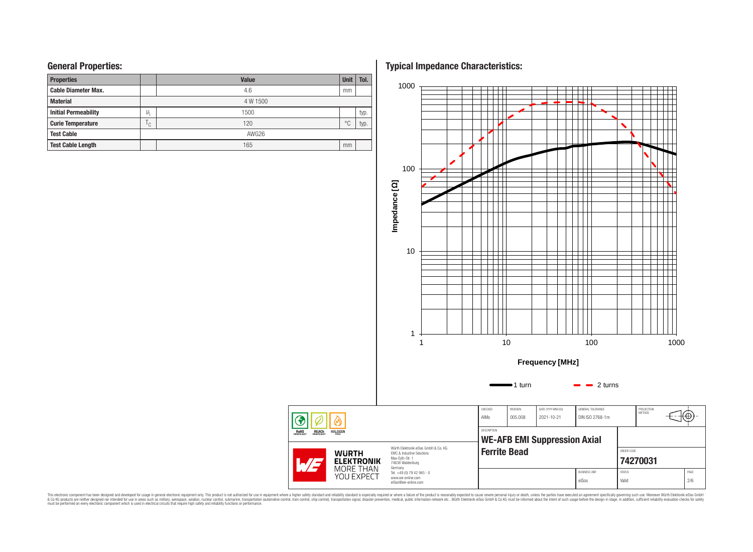## General Properties:

| Properties | | Value | Unit | Tol. |
|---|---|---|---|---|
| Cable Diameter Max. | | 4.6 | mm | |
| Material | | 4 W 1500 | | |
| Initial Permeability | $\mu_i$ | 1500 | | typ. |
| Curie Temperature | $T_C$ | 120 | °C | typ. |
| Test Cable | | AWG26 | | |
| Test Cable Length | | 165 | mm | |

## Typical Impedance Characteristics:

Impedance [Ω]

Frequency [MHz]

1 turn — 2 turns

| CHECKED | REVISION | DATE (YYYY-MM-DD) | GENERAL TOLERANCE | PROJECTION METHOD |
|---|---|---|---|---|
| AlMo | 005.008 | 2021-10-21 | DIN ISO 2768-1m | |

DESCRIPTION

**WE-AFB EMI Suppression Axial Ferrite Bead**

ORDER CODE

**74270031**

| BUSINESS UNIT | STATUS | PAGE |
|---|---|---|
| eiSos | Valid | 2/6 |

Würth Elektronik eiSos GmbH & Co. KG
EMC & Inductive Solutions
Max-Eyth-Str. 1
74638 Waldenburg
Germany
Tel. +49 (0) 79 42 945 - 0
www.we-online.com
eiSos@we-online.com

This electronic component has been designed and developed for usage in general electronic equipment only. This product is not authorized for use in equipment where a higher safety standard and reliability standard is especially required or where a failure of the product is reasonably expected to cause severe personal injury or death, unless the parties have executed an agreement specifically governing such use. Moreover Würth Elektronik eiSos GmbH & Co KG products are neither designed nor intended for use in areas such as military, aerospace, aviation, nuclear control, submarine, transportation (automotive control, train control, ship control), transportation signal, disaster prevention, medical, public information network etc.. Würth Elektronik eiSos GmbH & Co KG must be informed about the intent of such usage before the design-in stage. In addition, sufficient reliability evaluation checks for safety must be performed on every electronic component which is used in electrical circuits that require high safety and reliability functions or performance.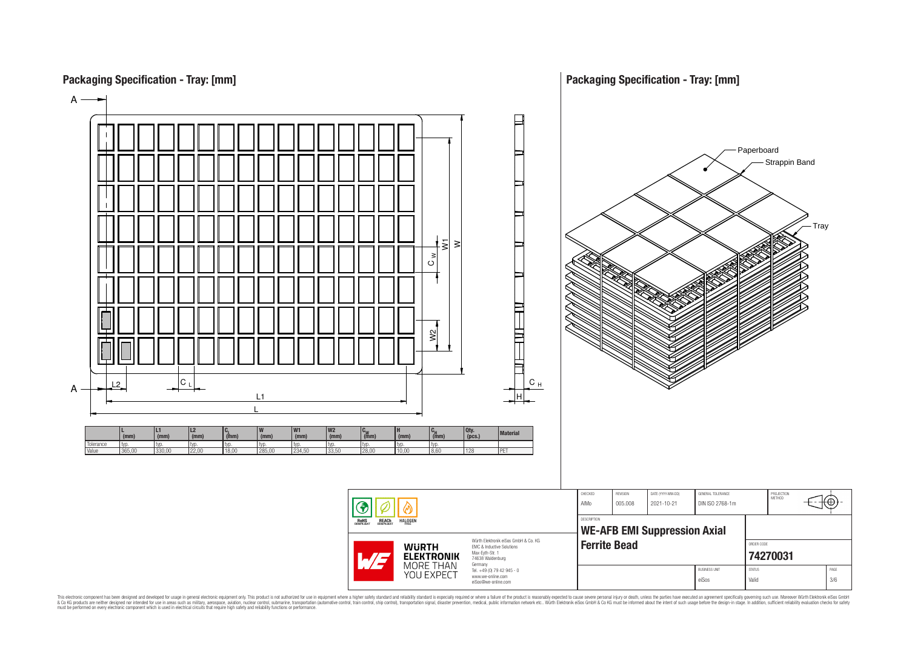## Packaging Specification - Tray: [mm]

|  | L (mm) | L1 (mm) | L2 (mm) | $C_L$ (mm) | W (mm) | W1 (mm) | W2 (mm) | $C_W$ (mm) | H (mm) | $C_H$ (mm) | Qty. (pcs.) | Material |
|---|---|---|---|---|---|---|---|---|---|---|---|---|
| Tolerance | typ. | typ. | typ. | typ. | typ. | typ. | typ. | typ. | typ. | typ. |  |  |
| Value | 365,00 | 330,00 | 22,00 | 18,00 | 285,00 | 234,50 | 33,50 | 28,00 | 10,00 | 8,60 | 128 | PET |

## Packaging Specification - Tray: [mm]

Paperboard

Strappin Band

Tray

| CHECKED | REVISION | DATE (YYYY-MM-DD) | GENERAL TOLERANCE | PROJECTION METHOD |
|---|---|---|---|---|
| AlMo | 005.008 | 2021-10-21 | DIN ISO 2768-1m |  |

DESCRIPTION

**WE-AFB EMI Suppression Axial Ferrite Bead**

ORDER CODE: **74270031**

BUSINESS UNIT: eiSos | STATUS: Valid | PAGE: 3/6

Würth Elektronik eiSos GmbH & Co. KG
EMC & Inductive Solutions
Max-Eyth-Str. 1
74638 Waldenburg
Germany
Tel. +49 (0) 79 42 945 - 0
www.we-online.com
eiSos@we-online.com

This electronic component has been designed and developed for usage in general electronic equipment only. This product is not authorized for use in equipment where a higher safety standard and reliability standard is especially required or where a failure of the product is reasonably expected to cause severe personal injury or death, unless the parties have executed an agreement specifically governing such use. Moreover Würth Elektronik eiSos GmbH & Co KG products are neither designed nor intended for use in areas such as military, aerospace, aviation, nuclear control, submarine, transportation (automotive control, train control, ship control), transportation signal, disaster prevention, medical, public information network etc.. Würth Elektronik eiSos GmbH & Co KG must be informed about the intent of such usage before the design-in stage. In addition, sufficient reliability evaluation checks for safety must be performed on every electronic component which is used in electrical circuits that require high safety and reliability functions or performance.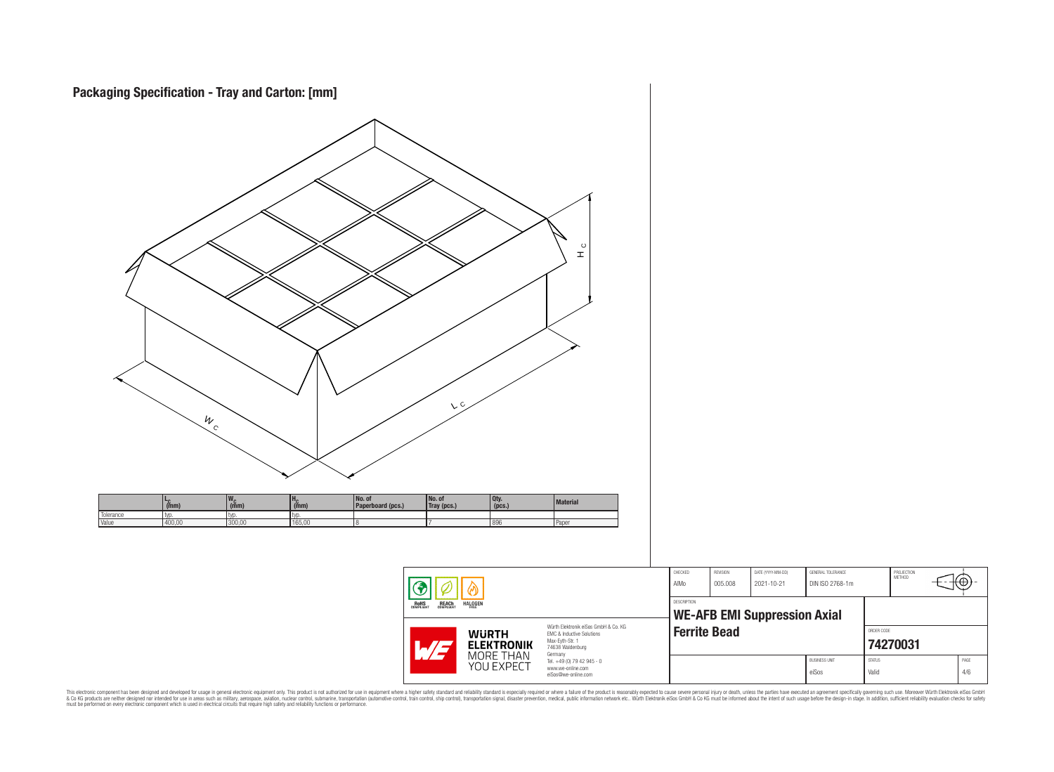# Packaging Specification - Tray and Carton: [mm]

|  | $L_C$ (mm) | $W_C$ (mm) | $H_C$ (mm) | No. of Paperboard (pcs.) | No. of Tray (pcs.) | Qty. (pcs.) | Material |
|---|---|---|---|---|---|---|---|
| Tolerance | typ. | typ. | typ. |  |  |  |  |
| Value | 400,00 | 300,00 | 165,00 | 8 | 7 | 896 | Paper |

| CHECKED | REVISION | DATE (YYYY-MM-DD) | GENERAL TOLERANCE | PROJECTION METHOD |
|---|---|---|---|---|
| AIMo | 005.008 | 2021-10-21 | DIN ISO 2768-1m |  |

DESCRIPTION
**WE-AFB EMI Suppression Axial Ferrite Bead**

ORDER CODE
**74270031**

| BUSINESS UNIT | STATUS | PAGE |
|---|---|---|
| eiSos | Valid | 4/6 |

RoHS COMPLIANT, REACh COMPLIANT, HALOGEN FREE

WÜRTH ELEKTRONIK MORE THAN YOU EXPECT

Würth Elektronik eiSos GmbH & Co. KG
EMC & Inductive Solutions
Max-Eyth-Str. 1
74638 Waldenburg
Germany
Tel. +49 (0) 79 42 945 - 0
www.we-online.com
eiSos@we-online.com

This electronic component has been designed and developed for usage in general electronic equipment only. This product is not authorized for use in equipment where a higher safety standard and reliability standard is especially required or where a failure of the product is reasonably expected to cause severe personal injury or death, unless the parties have executed an agreement specifically governing such use. Moreover Würth Elektronik eiSos GmbH & Co KG products are neither designed nor intended for use in areas such as military, aerospace, aviation, nuclear control, submarine, transportation (automotive control, train control, ship control), transportation signal, disaster prevention, medical, public information network etc.. Würth Elektronik eiSos GmbH & Co KG must be informed about the intent of such usage before the design-in stage. In addition, sufficient reliability evaluation checks for safety must be performed on every electronic component which is used in electrical circuits that require high safety and reliability functions or performance.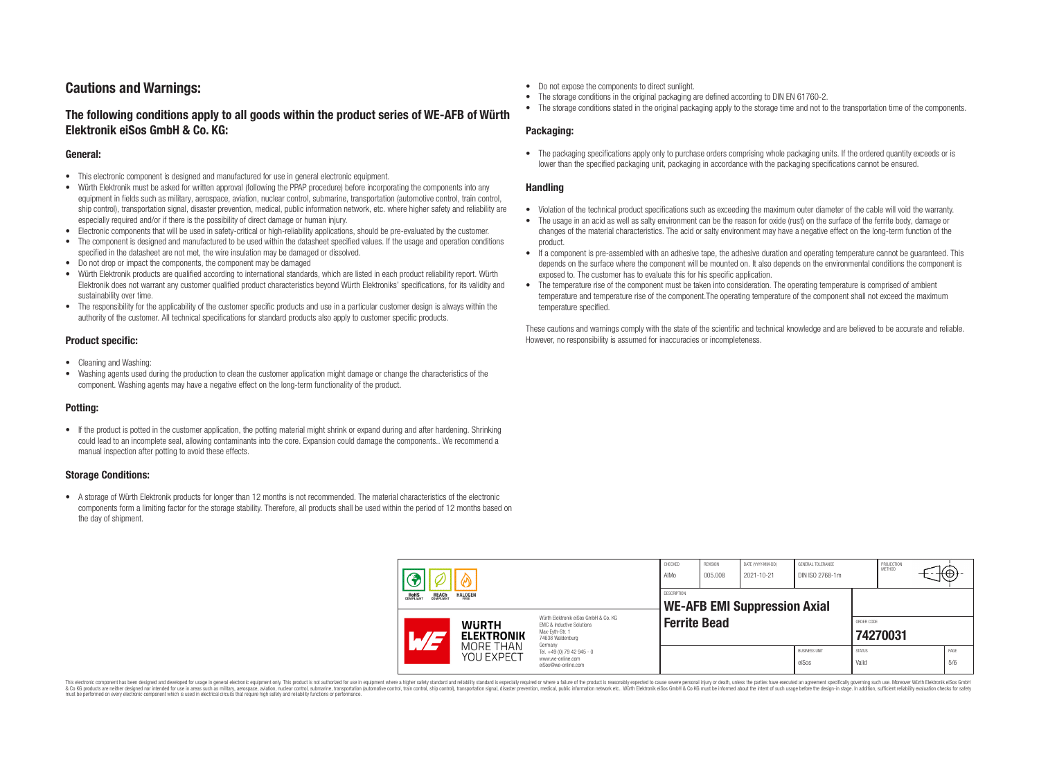# Cautions and Warnings:

## The following conditions apply to all goods within the product series of WE-AFB of Würth Elektronik eiSos GmbH & Co. KG:

### General:

- This electronic component is designed and manufactured for use in general electronic equipment.
- Würth Elektronik must be asked for written approval (following the PPAP procedure) before incorporating the components into any equipment in fields such as military, aerospace, aviation, nuclear control, submarine, transportation (automotive control, train control, ship control), transportation signal, disaster prevention, medical, public information network, etc. where higher safety and reliability are especially required and/or if there is the possibility of direct damage or human injury.
- Electronic components that will be used in safety-critical or high-reliability applications, should be pre-evaluated by the customer.
- The component is designed and manufactured to be used within the datasheet specified values. If the usage and operation conditions specified in the datasheet are not met, the wire insulation may be damaged or dissolved.
- Do not drop or impact the components, the component may be damaged
- Würth Elektronik products are qualified according to international standards, which are listed in each product reliability report. Würth Elektronik does not warrant any customer qualified product characteristics beyond Würth Elektroniks' specifications, for its validity and sustainability over time.
- The responsibility for the applicability of the customer specific products and use in a particular customer design is always within the authority of the customer. All technical specifications for standard products also apply to customer specific products.

### Product specific:

- Cleaning and Washing:
- Washing agents used during the production to clean the customer application might damage or change the characteristics of the component. Washing agents may have a negative effect on the long-term functionality of the product.

### Potting:

- If the product is potted in the customer application, the potting material might shrink or expand during and after hardening. Shrinking could lead to an incomplete seal, allowing contaminants into the core. Expansion could damage the components.. We recommend a manual inspection after potting to avoid these effects.

### Storage Conditions:

- A storage of Würth Elektronik products for longer than 12 months is not recommended. The material characteristics of the electronic components form a limiting factor for the storage stability. Therefore, all products shall be used within the period of 12 months based on the day of shipment.
- Do not expose the components to direct sunlight.
- The storage conditions in the original packaging are defined according to DIN EN 61760-2.
- The storage conditions stated in the original packaging apply to the storage time and not to the transportation time of the components.

### Packaging:

- The packaging specifications apply only to purchase orders comprising whole packaging units. If the ordered quantity exceeds or is lower than the specified packaging unit, packaging in accordance with the packaging specifications cannot be ensured.

### Handling

- Violation of the technical product specifications such as exceeding the maximum outer diameter of the cable will void the warranty.
- The usage in an acid as well as salty environment can be the reason for oxide (rust) on the surface of the ferrite body, damage or changes of the material characteristics. The acid or salty environment may have a negative effect on the long-term function of the product.
- If a component is pre-assembled with an adhesive tape, the adhesive duration and operating temperature cannot be guaranteed. This depends on the surface where the component will be mounted on. It also depends on the environmental conditions the component is exposed to. The customer has to evaluate this for his specific application.
- The temperature rise of the component must be taken into consideration. The operating temperature is comprised of ambient temperature and temperature rise of the component.The operating temperature of the component shall not exceed the maximum temperature specified.

These cautions and warnings comply with the state of the scientific and technical knowledge and are believed to be accurate and reliable. However, no responsibility is assumed for inaccuracies or incompleteness.

| CHECKED | REVISION | DATE (YYYY-MM-DD) | GENERAL TOLERANCE | PROJECTION METHOD |
|---|---|---|---|---|
| AIMo | 005.008 | 2021-10-21 | DIN ISO 2768-1m | |

| DESCRIPTION | ORDER CODE | BUSINESS UNIT | STATUS | PAGE |
|---|---|---|---|---|
| WE-AFB EMI Suppression Axial Ferrite Bead | 74270031 | eiSos | Valid | 5/6 |

Würth Elektronik eiSos GmbH & Co. KG
EMC & Inductive Solutions
Max-Eyth-Str. 1
74638 Waldenburg
Germany
Tel. +49 (0) 79 42 945 - 0
www.we-online.com
eiSos@we-online.com

This electronic component has been designed and developed for usage in general electronic equipment only. This product is not authorized for use in equipment where a higher safety standard and reliability standard is especially required or where a failure of the product is reasonably expected to cause severe personal injury or death, unless the parties have executed an agreement specifically governing such use. Moreover Würth Elektronik eiSos GmbH & Co KG products are neither designed nor intended for use in areas such as military, aerospace, aviation, nuclear control, submarine, transportation (automotive control, train control, ship control), transportation signal, disaster prevention, medical, public information network etc.. Würth Elektronik eiSos GmbH & Co KG must be informed about the intent of such usage before the design-in stage. In addition, sufficient reliability evaluation checks for safety must be performed on every electronic component which is used in electrical circuits that require high safety and reliability functions or performance.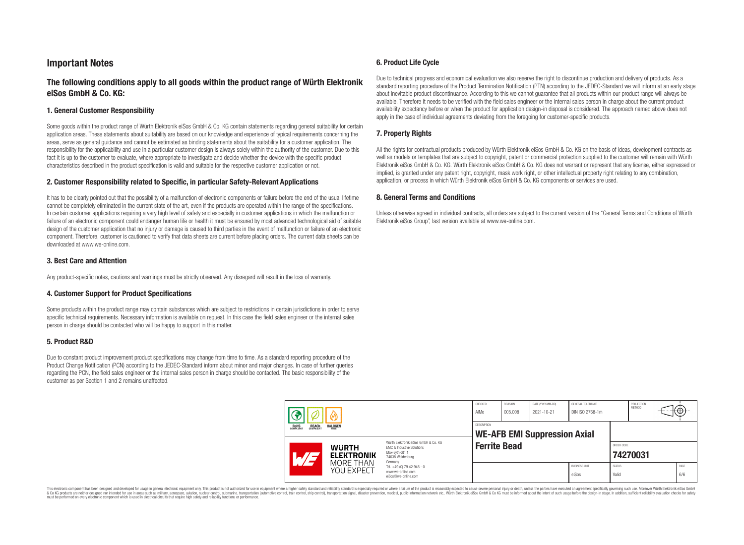# Important Notes

## The following conditions apply to all goods within the product range of Würth Elektronik eiSos GmbH & Co. KG:

### 1. General Customer Responsibility

Some goods within the product range of Würth Elektronik eiSos GmbH & Co. KG contain statements regarding general suitability for certain application areas. These statements about suitability are based on our knowledge and experience of typical requirements concerning the areas, serve as general guidance and cannot be estimated as binding statements about the suitability for a customer application. The responsibility for the applicability and use in a particular customer design is always solely within the authority of the customer. Due to this fact it is up to the customer to evaluate, where appropriate to investigate and decide whether the device with the specific product characteristics described in the product specification is valid and suitable for the respective customer application or not.

### 2. Customer Responsibility related to Specific, in particular Safety-Relevant Applications

It has to be clearly pointed out that the possibility of a malfunction of electronic components or failure before the end of the usual lifetime cannot be completely eliminated in the current state of the art, even if the products are operated within the range of the specifications. In certain customer applications requiring a very high level of safety and especially in customer applications in which the malfunction or failure of an electronic component could endanger human life or health it must be ensured by most advanced technological aid of suitable design of the customer application that no injury or damage is caused to third parties in the event of malfunction or failure of an electronic component. Therefore, customer is cautioned to verify that data sheets are current before placing orders. The current data sheets can be downloaded at www.we-online.com.

### 3. Best Care and Attention

Any product-specific notes, cautions and warnings must be strictly observed. Any disregard will result in the loss of warranty.

### 4. Customer Support for Product Specifications

Some products within the product range may contain substances which are subject to restrictions in certain jurisdictions in order to serve specific technical requirements. Necessary information is available on request. In this case the field sales engineer or the internal sales person in charge should be contacted who will be happy to support in this matter.

### 5. Product R&D

Due to constant product improvement product specifications may change from time to time. As a standard reporting procedure of the Product Change Notification (PCN) according to the JEDEC-Standard inform about minor and major changes. In case of further queries regarding the PCN, the field sales engineer or the internal sales person in charge should be contacted. The basic responsibility of the customer as per Section 1 and 2 remains unaffected.

### 6. Product Life Cycle

Due to technical progress and economical evaluation we also reserve the right to discontinue production and delivery of products. As a standard reporting procedure of the Product Termination Notification (PTN) according to the JEDEC-Standard we will inform at an early stage about inevitable product discontinuance. According to this we cannot guarantee that all products within our product range will always be available. Therefore it needs to be verified with the field sales engineer or the internal sales person in charge about the current product availability expectancy before or when the product for application design-in disposal is considered. The approach named above does not apply in the case of individual agreements deviating from the foregoing for customer-specific products.

### 7. Property Rights

All the rights for contractual products produced by Würth Elektronik eiSos GmbH & Co. KG on the basis of ideas, development contracts as well as models or templates that are subject to copyright, patent or commercial protection supplied to the customer will remain with Würth Elektronik eiSos GmbH & Co. KG. Würth Elektronik eiSos GmbH & Co. KG does not warrant or represent that any license, either expressed or implied, is granted under any patent right, copyright, mask work right, or other intellectual property right relating to any combination, application, or process in which Würth Elektronik eiSos GmbH & Co. KG components or services are used.

### 8. General Terms and Conditions

Unless otherwise agreed in individual contracts, all orders are subject to the current version of the "General Terms and Conditions of Würth Elektronik eiSos Group", last version available at www.we-online.com.

| | | | | | |
|---|---|---|---|---|---|
| CHECKED AlMo | REVISION 005.008 | DATE (YYYY-MM-DD) 2021-10-21 | GENERAL TOLERANCE DIN ISO 2768-1m | PROJECTION METHOD | |
| DESCRIPTION **WE-AFB EMI Suppression Axial Ferrite Bead** | | | | ORDER CODE **74270031** | |
| | | | BUSINESS UNIT eiSos | STATUS Valid | PAGE 6/6 |

RoHS COMPLIANT · REACh COMPLIANT · HALOGEN FREE

WÜRTH ELEKTRONIK MORE THAN YOU EXPECT

Würth Elektronik eiSos GmbH & Co. KG
EMC & Inductive Solutions
Max-Eyth-Str. 1
74638 Waldenburg
Germany
Tel. +49 (0) 79 42 945 - 0
www.we-online.com
eiSos@we-online.com

This electronic component has been designed and developed for usage in general electronic equipment only. This product is not authorized for use in equipment where a higher safety standard and reliability standard is especially required or where a failure of the product is reasonably expected to cause severe personal injury or death, unless the parties have executed an agreement specifically governing such use. Moreover Würth Elektronik eiSos GmbH & Co KG products are neither designed nor intended for use in areas such as military, aerospace, aviation, nuclear control, submarine, transportation (automotive control, train control, ship control), transportation signal, disaster prevention, medical, public information network etc.. Würth Elektronik eiSos GmbH & Co KG must be informed about the intent of such usage before the design-in stage. In addition, sufficient reliability evaluation checks for safety must be performed on every electronic component which is used in electrical circuits that require high safety and reliability functions or performance.